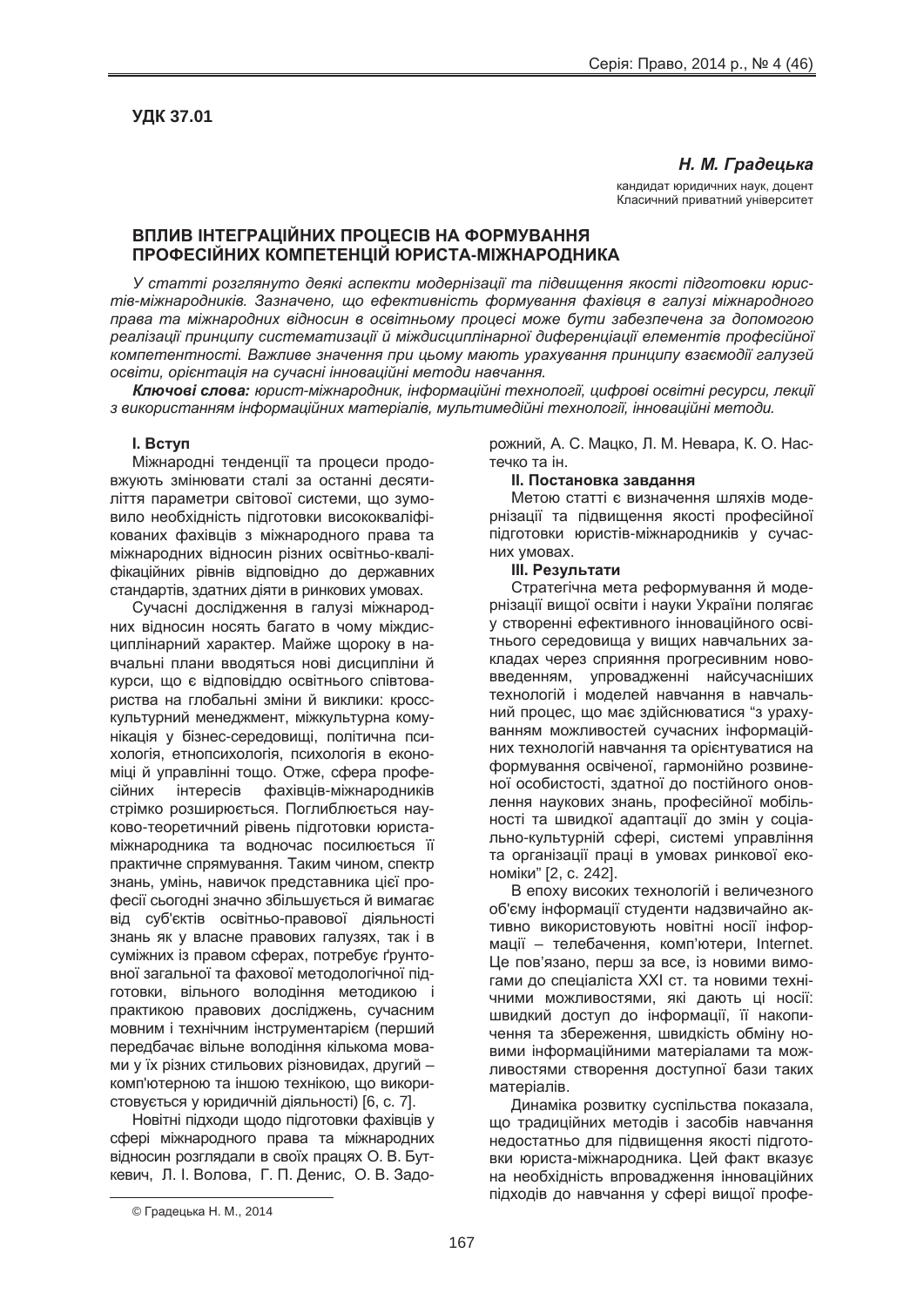**УДК 37.01**

***Н. М. Градецька***

кандидат юридичних наук, доцент
Класичний приватний університет

# ВПЛИВ ІНТЕГРАЦІЙНИХ ПРОЦЕСІВ НА ФОРМУВАННЯ ПРОФЕСІЙНИХ КОМПЕТЕНЦІЙ ЮРИСТА-МІЖНАРОДНИКА

*У статті розглянуто деякі аспекти модернізації та підвищення якості підготовки юристів-міжнародників. Зазначено, що ефективність формування фахівця в галузі міжнародного права та міжнародних відносин в освітньому процесі може бути забезпечена за допомогою реалізації принципу систематизації й міждисциплінарної диференціації елементів професійної компетентності. Важливе значення при цьому мають урахування принципу взаємодії галузей освіти, орієнтація на сучасні інноваційні методи навчання.*

***Ключові слова:*** *юрист-міжнародник, інформаційні технології, цифрові освітні ресурси, лекції з використанням інформаційних матеріалів, мультимедійні технології, інноваційні методи.*

## I. Вступ

Міжнародні тенденції та процеси продовжують змінювати сталі за останні десятиліття параметри світової системи, що зумовило необхідність підготовки висококваліфікованих фахівців з міжнародного права та міжнародних відносин різних освітньо-кваліфікаційних рівнів відповідно до державних стандартів, здатних діяти в ринкових умовах.

Сучасні дослідження в галузі міжнародних відносин носять багато в чому міждисциплінарний характер. Майже щороку в навчальні плани вводяться нові дисципліни й курси, що є відповіддю освітнього співтовариства на глобальні зміни й виклики: кросскультурний менеджмент, міжкультурна комунікація у бізнес-середовищі, політична психологія, етнопсихологія, психологія в економіці й управлінні тощо. Отже, сфера професійних інтересів фахівців-міжнародників стрімко розширюється. Поглиблюється науково-теоретичний рівень підготовки юриста-міжнародника та водночас посилюється її практичне спрямування. Таким чином, спектр знань, умінь, навичок представника цієї професії сьогодні значно збільшується й вимагає від суб'єктів освітньо-правової діяльності знань як у власне правових галузях, так і в суміжних із правом сферах, потребує ґрунтовної загальної та фахової методологічної підготовки, вільного володіння методикою і практикою правових досліджень, сучасним мовним і технічним інструментарієм (перший передбачає вільне володіння кількома мовами у їх різних стильових різновидах, другий – комп'ютерною та іншою технікою, що використовується у юридичній діяльності) [6, с. 7].

Новітні підходи щодо підготовки фахівців у сфері міжнародного права та міжнародних відносин розглядали в своїх працях О. В. Буткевич, Л. І. Волова, Г. П. Денис, О. В. Задорожний, А. С. Мацко, Л. М. Невара, К. О. Настечко та ін.

## II. Постановка завдання

Метою статті є визначення шляхів модернізації та підвищення якості професійної підготовки юристів-міжнародників у сучасних умовах.

## III. Результати

Стратегічна мета реформування й модернізації вищої освіти і науки України полягає у створенні ефективного інноваційного освітнього середовища у вищих навчальних закладах через сприяння прогресивним нововведенням, упровадженні найсучасніших технологій і моделей навчання в навчальний процес, що має здійснюватися "з урахуванням можливостей сучасних інформаційних технологій навчання та орієнтуватися на формування освіченої, гармонійно розвиненої особистості, здатної до постійного оновлення наукових знань, професійної мобільності та швидкої адаптації до змін у соціально-культурній сфері, системі управління та організації праці в умовах ринкової економіки" [2, с. 242].

В епоху високих технологій і величезного об'єму інформації студенти надзвичайно активно використовують новітні носії інформації – телебачення, комп'ютери, Internet. Це пов'язано, перш за все, із новими вимогами до спеціаліста XXI ст. та новими технічними можливостями, які дають ці носії: швидкий доступ до інформації, її накопичення та збереження, швидкість обміну новими інформаційними матеріалами та можливостями створення доступної бази таких матеріалів.

Динаміка розвитку суспільства показала, що традиційних методів і засобів навчання недостатньо для підвищення якості підготовки юриста-міжнародника. Цей факт вказує на необхідність впровадження інноваційних підходів до навчання у сфері вищої профе-

© Градецька Н. М., 2014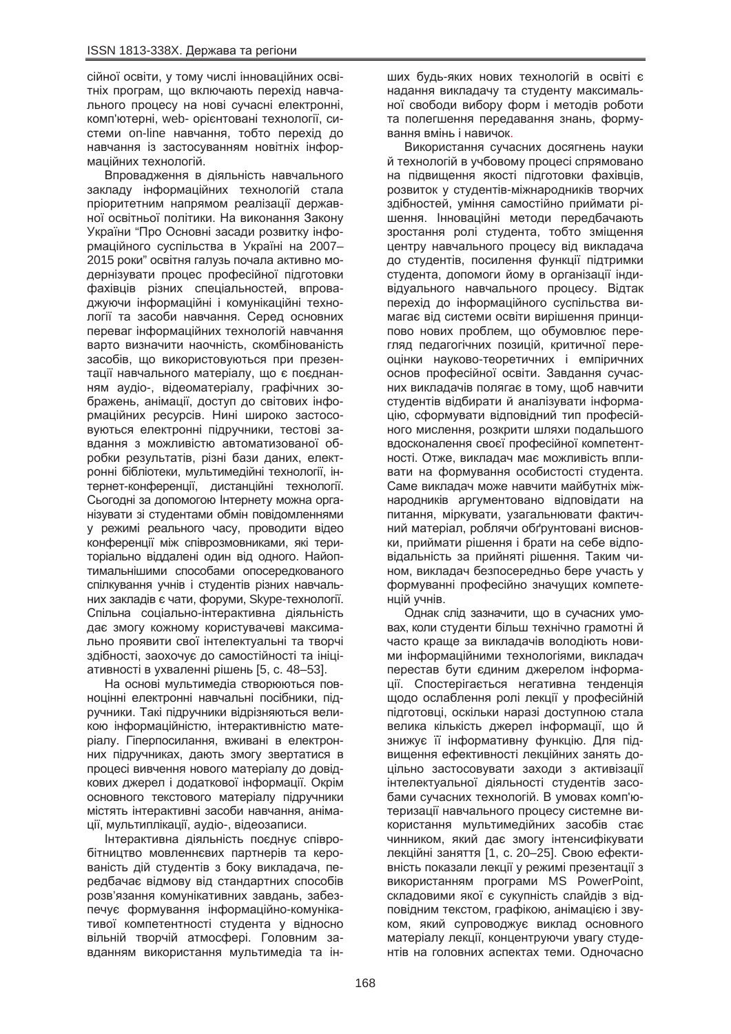сійної освіти, у тому числі інноваційних освітніх програм, що включають перехід навчального процесу на нові сучасні електронні, комп'ютерні, web- орієнтовані технології, системи on-line навчання, тобто перехід до навчання із застосуванням новітніх інформаційних технологій.

Впровадження в діяльність навчального закладу інформаційних технологій стала пріоритетним напрямом реалізації державної освітньої політики. На виконання Закону України "Про Основні засади розвитку інформаційного суспільства в Україні на 2007–2015 роки" освітня галузь почала активно модернізувати процес професійної підготовки фахівців різних спеціальностей, впроваджуючи інформаційні і комунікаційні технології та засоби навчання. Серед основних переваг інформаційних технологій навчання варто визначити наочність, скомбінованість засобів, що використовуються при презентації навчального матеріалу, що є поєднанням аудіо-, відеоматеріалу, графічних зображень, анімації, доступ до світових інформаційних ресурсів. Нині широко застосовуються електронні підручники, тестові завдання з можливістю автоматизованої обробки результатів, різні бази даних, електронні бібліотеки, мультимедійні технології, інтернет-конференції, дистанційні технології. Сьогодні за допомогою Інтернету можна організувати зі студентами обмін повідомленнями у режимі реального часу, проводити відео конференції між співрозмовниками, які територіально віддалені один від одного. Найоптимальнішими способами опосередкованого спілкування учнів і студентів різних навчальних закладів є чати, форуми, Skype-технології. Спільна соціально-інтерактивна діяльність дає змогу кожному користувачеві максимально проявити свої інтелектуальні та творчі здібності, заохочує до самостійності та ініціативності в ухваленні рішень [5, с. 48–53].

На основі мультимедіа створюються повноцінні електронні навчальні посібники, підручники. Такі підручники відрізняються великою інформаційністю, інтерактивністю матеріалу. Гіперпосилання, вживані в електронних підручниках, дають змогу звертатися в процесі вивчення нового матеріалу до довідкових джерел і додаткової інформації. Окрім основного текстового матеріалу підручники містять інтерактивні засоби навчання, анімації, мультиплікації, аудіо-, відеозаписи.

Інтерактивна діяльність поєднує співробітництво мовленнєвих партнерів та керованість дій студентів з боку викладача, передбачає відмову від стандартних способів розв'язання комунікативних завдань, забезпечує формування інформаційно-комунікативної компетентності студента у відносно вільній творчій атмосфері. Головним завданням використання мультимедіа та інших будь-яких нових технологій в освіті є надання викладачу та студенту максимальної свободи вибору форм і методів роботи та полегшення передавання знань, формування вмінь і навичок.

Використання сучасних досягнень науки й технологій в учбовому процесі спрямовано на підвищення якості підготовки фахівців, розвиток у студентів-міжнародників творчих здібностей, уміння самостійно приймати рішення. Інноваційні методи передбачають зростання ролі студента, тобто зміщення центру навчального процесу від викладача до студентів, посилення функції підтримки студента, допомоги йому в організації індивідуального навчального процесу. Відтак перехід до інформаційного суспільства вимагає від системи освіти вирішення принципово нових проблем, що обумовлює перегляд педагогічних позицій, критичної переоцінки науково-теоретичних і емпіричних основ професійної освіти. Завдання сучасних викладачів полягає в тому, щоб навчити студентів відбирати й аналізувати інформацію, сформувати відповідний тип професійного мислення, розкрити шляхи подальшого вдосконалення своєї професійної компетентності. Отже, викладач має можливість впливати на формування особистості студента. Саме викладач може навчити майбутніх міжнародників аргументовано відповідати на питання, міркувати, узагальнювати фактичний матеріал, роблячи обґрунтовані висновки, приймати рішення і брати на себе відповідальність за прийняті рішення. Таким чином, викладач безпосередньо бере участь у формуванні професійно значущих компетенцій учнів.

Однак слід зазначити, що в сучасних умовах, коли студенти більш технічно грамотні й часто краще за викладачів володіють новими інформаційними технологіями, викладач перестав бути єдиним джерелом інформації. Спостерігається негативна тенденція щодо ослаблення ролі лекції у професійній підготовці, оскільки наразі доступною стала велика кількість джерел інформації, що й знижує її інформативну функцію. Для підвищення ефективності лекційних занять доцільно застосовувати заходи з активізації інтелектуальної діяльності студентів засобами сучасних технологій. В умовах комп'ютеризації навчального процесу системне використання мультимедійних засобів стає чинником, який дає змогу інтенсифікувати лекційні заняття [1, с. 20–25]. Свою ефективність показали лекції у режимі презентації з використанням програми MS PowerPoint, складовими якої є сукупність слайдів з відповідним текстом, графікою, анімацією і звуком, який супроводжує виклад основного матеріалу лекції, концентруючи увагу студентів на головних аспектах теми. Одночасно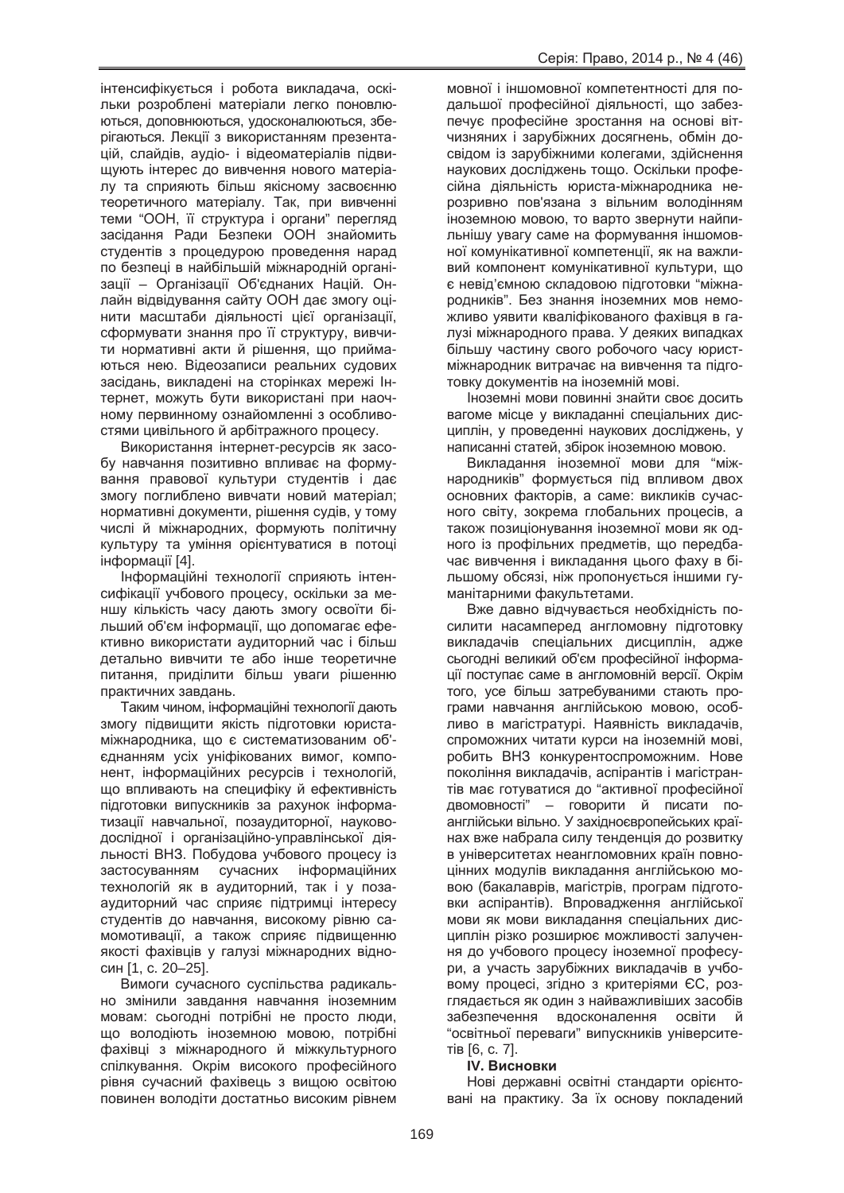інтенсифікується і робота викладача, оскільки розроблені матеріали легко поновлюються, доповнюються, удосконалюються, зберігаються. Лекції з використанням презентацій, слайдів, аудіо- і відеоматеріалів підвищують інтерес до вивчення нового матеріалу та сприяють більш якісному засвоєнню теоретичного матеріалу. Так, при вивченні теми "ООН, її структура і органи" перегляд засідання Ради Безпеки ООН знайомить студентів з процедурою проведення нарад по безпеці в найбільшій міжнародній організації – Організації Об'єднаних Націй. Онлайн відвідування сайту ООН дає змогу оцінити масштаби діяльності цієї організації, сформувати знання про її структуру, вивчити нормативні акти й рішення, що приймаються нею. Відеозаписи реальних судових засідань, викладені на сторінках мережі Інтернет, можуть бути використані при наочному первинному ознайомленні з особливостями цивільного й арбітражного процесу.

Використання інтернет-ресурсів як засобу навчання позитивно впливає на формування правової культури студентів і дає змогу поглиблено вивчати новий матеріал; нормативні документи, рішення судів, у тому числі й міжнародних, формують політичну культуру та уміння орієнтуватися в потоці інформації [4].

Інформаційні технології сприяють інтенсифікації учбового процесу, оскільки за меншу кількість часу дають змогу освоїти більший об'єм інформації, що допомагає ефективно використати аудиторний час і більш детально вивчити те або інше теоретичне питання, приділити більш уваги рішенню практичних завдань.

Таким чином, інформаційні технології дають змогу підвищити якість підготовки юриста-міжнародника, що є систематизованим об'єднанням усіх уніфікованих вимог, компонент, інформаційних ресурсів і технологій, що впливають на специфіку й ефективність підготовки випускників за рахунок інформатизації навчальної, позааудиторної, науково-дослідної і організаційно-управлінської діяльності ВНЗ. Побудова учбового процесу із застосуванням сучасних інформаційних технологій як в аудиторний, так і у позааудиторний час сприяє підтримці інтересу студентів до навчання, високому рівню самомотивації, а також сприяє підвищенню якості фахівців у галузі міжнародних відносин [1, с. 20–25].

Вимоги сучасного суспільства радикально змінили завдання навчання іноземним мовам: сьогодні потрібні не просто люди, що володіють іноземною мовою, потрібні фахівці з міжнародного й міжкультурного спілкування. Окрім високого професійного рівня сучасний фахівець з вищою освітою повинен володіти достатньо високим рівнем мовної і іншомовної компетентності для подальшої професійної діяльності, що забезпечує професійне зростання на основі вітчизняних і зарубіжних досягнень, обмін досвідом із зарубіжними колегами, здійснення наукових досліджень тощо. Оскільки професійна діяльність юриста-міжнародника нерозривно пов'язана з вільним володінням іноземною мовою, то варто звернути найпильнішу увагу саме на формування іншомовної комунікативної компетенції, як на важливий компонент комунікативної культури, що є невід'ємною складовою підготовки "міжнародників". Без знання іноземних мов неможливо уявити кваліфікованого фахівця в галузі міжнародного права. У деяких випадках більшу частину свого робочого часу юрист-міжнародник витрачає на вивчення та підготовку документів на іноземній мові.

Іноземні мови повинні знайти своє досить вагоме місце у викладанні спеціальних дисциплін, у проведенні наукових досліджень, у написанні статей, збірок іноземною мовою.

Викладання іноземної мови для "міжнародників" формується під впливом двох основних факторів, а саме: викликів сучасного світу, зокрема глобальних процесів, а також позиціонування іноземної мови як одного із профільних предметів, що передбачає вивчення і викладання цього фаху в більшому обсязі, ніж пропонується іншими гуманітарними факультетами.

Вже давно відчувається необхідність посилити насамперед англомовну підготовку викладачів спеціальних дисциплін, адже сьогодні великий об'єм професійної інформації поступає саме в англомовній версії. Окрім того, усе більш затребуваними стають програми навчання англійською мовою, особливо в магістратурі. Наявність викладачів, спроможних читати курси на іноземній мові, робить ВНЗ конкурентоспроможним. Нове покоління викладачів, аспірантів і магістрантів має готуватися до "активної професійної двомовності" – говорити й писати по-англійськи вільно. У західноєвропейських країнах вже набрала силу тенденція до розвитку в університетах неангломовних країн повноцінних модулів викладання англійською мовою (бакалаврів, магістрів, програм підготовки аспірантів). Впровадження англійської мови як мови викладання спеціальних дисциплін різко розширює можливості залучення до учбового процесу іноземної професури, а участь зарубіжних викладачів в учбовому процесі, згідно з критеріями ЄС, розглядається як один з найважливіших засобів забезпечення вдосконалення освіти й "освітньої переваги" випускників університетів [6, с. 7].

**IV. Висновки**

Нові державні освітні стандарти орієнтовані на практику. За їх основу покладений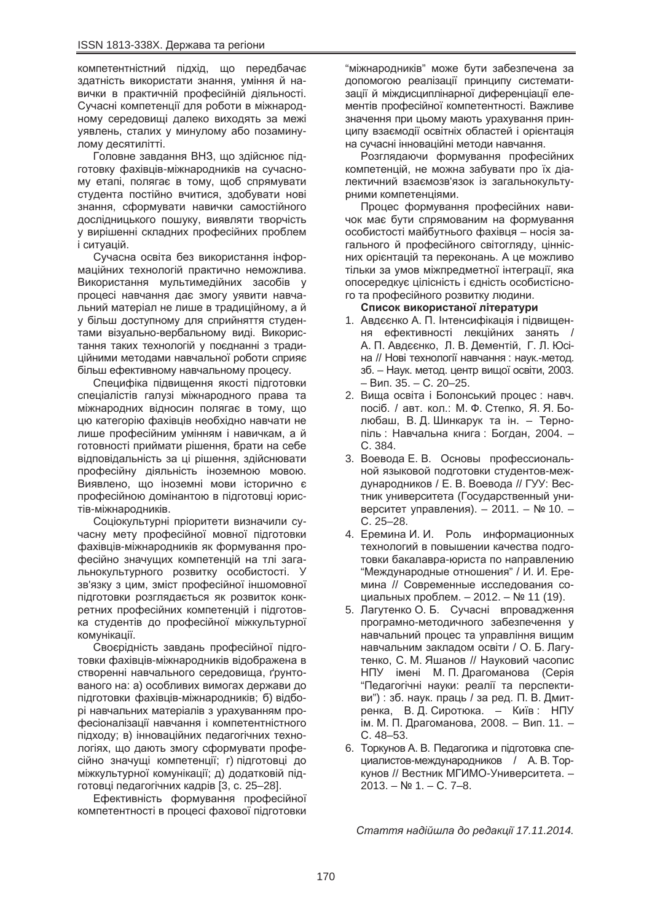компетентністний підхід, що передбачає здатність використати знання, уміння й навички в практичній професійній діяльності. Сучасні компетенції для роботи в міжнародному середовищі далеко виходять за межі уявлень, сталих у минулому або позаминулому десятилітті.

Головне завдання ВНЗ, що здійснює підготовку фахівців-міжнародників на сучасному етапі, полягає в тому, щоб спрямувати студента постійно вчитися, здобувати нові знання, сформувати навички самостійного дослідницького пошуку, виявляти творчість у вирішенні складних професійних проблем і ситуацій.

Сучасна освіта без використання інформаційних технологій практично неможлива. Використання мультимедійних засобів у процесі навчання дає змогу уявити навчальний матеріал не лише в традиційному, а й у більш доступному для сприйняття студентами візуально-вербальному виді. Використання таких технологій у поєднанні з традиційними методами навчальної роботи сприяє більш ефективному навчальному процесу.

Специфіка підвищення якості підготовки спеціалістів галузі міжнародного права та міжнародних відносин полягає в тому, що цю категорію фахівців необхідно навчати не лише професійним умінням і навичкам, а й готовності приймати рішення, брати на себе відповідальність за ці рішення, здійснювати професійну діяльність іноземною мовою. Виявлено, що іноземні мови історично є професійною домінантою в підготовці юристів-міжнародників.

Соціокультурні пріоритети визначили сучасну мету професійної мовної підготовки фахівців-міжнародників як формування професійно значущих компетенцій на тлі загальнокультурного розвитку особистості. У зв'язку з цим, зміст професійної іншомовної підготовки розглядається як розвиток конкретних професійних компетенцій і підготовка студентів до професійної міжкультурної комунікації.

Своєрідність завдань професійної підготовки фахівців-міжнародників відображена в створенні навчального середовища, ґрунтованого на: а) особливих вимогах держави до підготовки фахівців-міжнародників; б) відборі навчальних матеріалів з урахуванням професіоналізації навчання і компетентністного підходу; в) інноваційних педагогічних технологіях, що дають змогу сформувати професійно значущі компетенції; г) підготовці до міжкультурної комунікації; д) додатковій підготовці педагогічних кадрів [3, с. 25–28].

Ефективність формування професійної компетентності в процесі фахової підготовки "міжнародників" може бути забезпечена за допомогою реалізації принципу систематизації й міждисциплінарної диференціації елементів професійної компетентності. Важливе значення при цьому мають урахування принципу взаємодії освітніх областей і орієнтація на сучасні інноваційні методи навчання.

Розглядаючи формування професійних компетенцій, не можна забувати про їх діалектичний взаємозв'язок із загальнокультурними компетенціями.

Процес формування професійних навичок має бути спрямованим на формування особистості майбутнього фахівця – носія загального й професійного світогляду, ціннісних орієнтацій та переконань. А це можливо тільки за умов міжпредметної інтеграції, яка опосередкує цілісність і єдність особистісного та професійного розвитку людини.

**Список використаної літератури**

1. Авдєєнко А. П. Інтенсифікація і підвищення ефективності лекційних занять / А. П. Авдєєнко, Л. В. Дементій, Г. Л. Юсіна // Нові технології навчання : наук.-метод. зб. – Наук. метод. центр вищої освіти, 2003. – Вип. 35. – С. 20–25.
2. Вища освіта і Болонський процес : навч. посіб. / авт. кол.: М. Ф. Степко, Я. Я. Болюбаш, В. Д. Шинкарук та ін. – Тернопіль : Навчальна книга : Богдан, 2004. – С. 384.
3. Воевода Е. В. Основы профессиональной языковой подготовки студентов-международников / Е. В. Воевода // ГУУ: Вестник университета (Государственный университет управления). – 2011. – № 10. – С. 25–28.
4. Еремина И. И. Роль информационных технологий в повышении качества подготовки бакалавра-юриста по направлению "Международные отношения" / И. И. Еремина // Современные исследования социальных проблем. – 2012. – № 11 (19).
5. Лагутенко О. Б. Сучасні впровадження програмно-методичного забезпечення у навчальний процес та управління вищим навчальним закладом освіти / О. Б. Лагутенко, С. М. Яшанов // Науковий часопис НПУ імені М. П. Драгоманова (Серія "Педагогічні науки: реалії та перспективи") : зб. наук. праць / за ред. П. В. Дмитренка, В. Д. Сиротюка. – Київ : НПУ ім. М. П. Драгоманова, 2008. – Вип. 11. – С. 48–53.
6. Торкунов А. В. Педагогика и підготовка специалистов-международников / А. В. Торкунов // Вестник МГИМО-Университета. – 2013. – № 1. – С. 7–8.

*Стаття надійшла до редакції 17.11.2014.*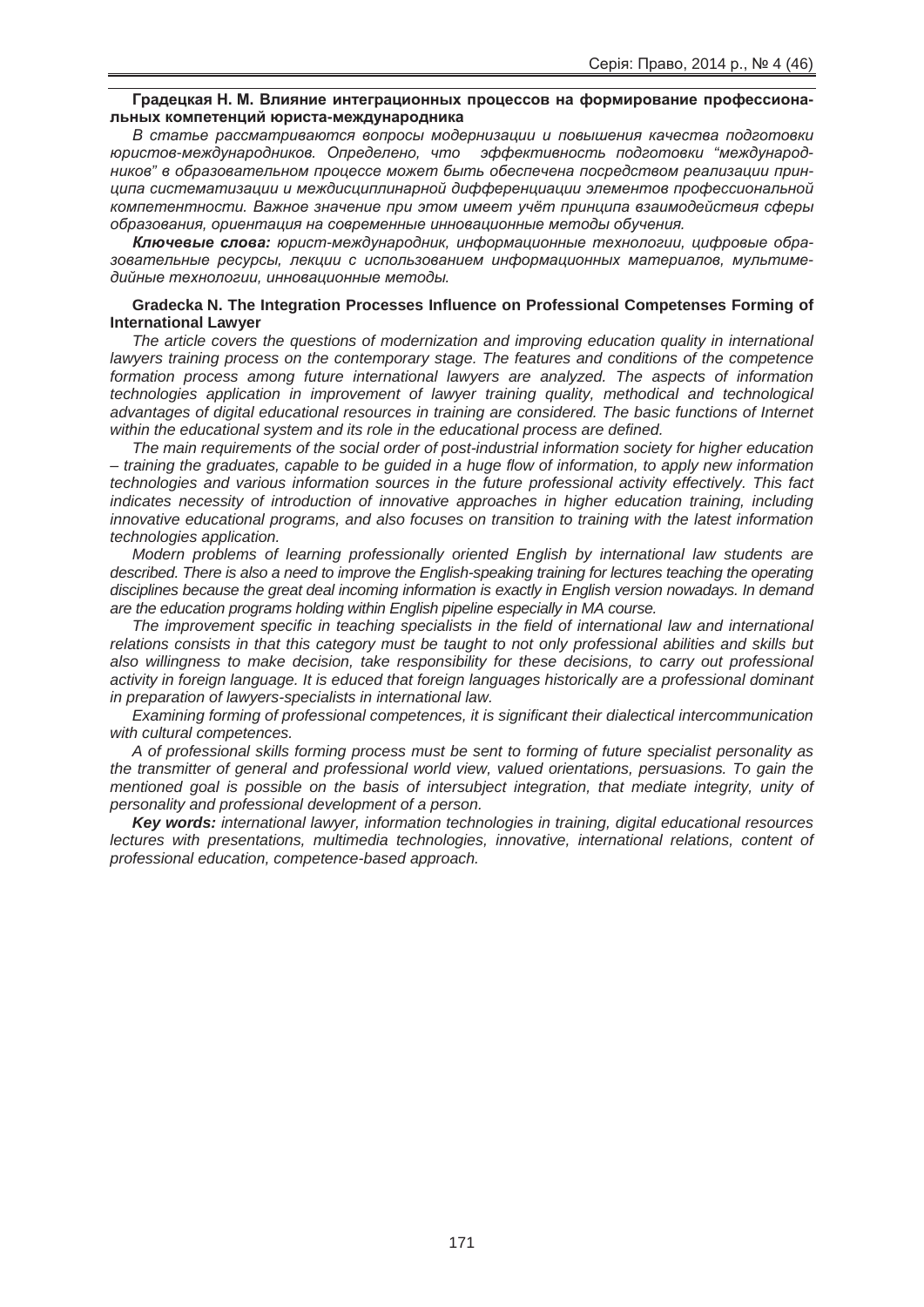**Градецкая Н. М. Влияние интеграционных процессов на формирование профессиональных компетенций юриста-международника**

*В статье рассматриваются вопросы модернизации и повышения качества подготовки юристов-международников. Определено, что эффективность подготовки "международников" в образовательном процессе может быть обеспечена посредством реализации принципа систематизации и междисциплинарной дифференциации элементов профессиональной компетентности. Важное значение при этом имеет учёт принципа взаимодействия сферы образования, ориентация на современные инновационные методы обучения.*

***Ключевые слова:** юрист-международник, информационные технологии, цифровые образовательные ресурсы, лекции с использованием информационных материалов, мультимедийные технологии, инновационные методы.*

**Gradecka N. The Integration Processes Influence on Professional Competenses Forming of International Lawyer**

*The article covers the questions of modernization and improving education quality in international lawyers training process on the contemporary stage. The features and conditions of the competence formation process among future international lawyers are analyzed. The aspects of information technologies application in improvement of lawyer training quality, methodical and technological advantages of digital educational resources in training are considered. The basic functions of Internet within the educational system and its role in the educational process are defined.*

*The main requirements of the social order of post-industrial information society for higher education – training the graduates, capable to be guided in a huge flow of information, to apply new information technologies and various information sources in the future professional activity effectively. This fact indicates necessity of introduction of innovative approaches in higher education training, including innovative educational programs, and also focuses on transition to training with the latest information technologies application.*

*Modern problems of learning professionally oriented English by international law students are described. There is also a need to improve the English-speaking training for lectures teaching the operating disciplines because the great deal incoming information is exactly in English version nowadays. In demand are the education programs holding within English pipeline especially in MA course.*

*The improvement specific in teaching specialists in the field of international law and international relations consists in that this category must be taught to not only professional abilities and skills but also willingness to make decision, take responsibility for these decisions, to carry out professional activity in foreign language. It is educed that foreign languages historically are a professional dominant in preparation of lawyers-specialists in international law.*

*Examining forming of professional competences, it is significant their dialectical intercommunication with cultural competences.*

*A of professional skills forming process must be sent to forming of future specialist personality as the transmitter of general and professional world view, valued orientations, persuasions. To gain the mentioned goal is possible on the basis of intersubject integration, that mediate integrity, unity of personality and professional development of a person.*

***Key words:** international lawyer, information technologies in training, digital educational resources lectures with presentations, multimedia technologies, innovative, international relations, content of professional education, competence-based approach.*